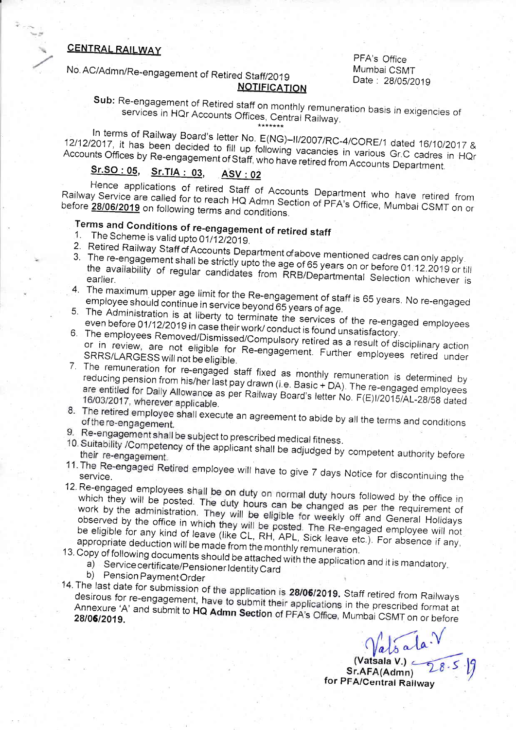**CENTRAL RAILWAY**

No. AC/Admn/Re-engagement of Retired Staff/2019

PFA's Office
Mumbai CSMT
Date : 28/05/2019

**NOTIFICATION**

**Sub:** Re-engagement of Retired staff on monthly remuneration basis in exigencies of services in HQr Accounts Offices, Central Railway.

\*\*\*\*\*\*\*

In terms of Railway Board's letter No. E(NG)–II/2007/RC-4/CORE/1 dated 16/10/2017 & 12/12/2017, it has been decided to fill up following vacancies in various Gr.C cadres in HQr Accounts Offices by Re-engagement of Staff, who have retired from Accounts Department.

**Sr.SO : 05, Sr.TIA : 03, ASV : 02**

Hence applications of retired Staff of Accounts Department who have retired from Railway Service are called for to reach HQ Admn Section of PFA's Office, Mumbai CSMT on or before **28/06/2019** on following terms and conditions.

**Terms and Conditions of re-engagement of retired staff**

1. The Scheme is valid upto 01/12/2019.
2. Retired Railway Staff of Accounts Department of above mentioned cadres can only apply.
3. The re-engagement shall be strictly upto the age of 65 years on or before 01.12.2019 or till the availability of regular candidates from RRB/Departmental Selection whichever is earlier.
4. The maximum upper age limit for the Re-engagement of staff is 65 years. No re-engaged employee should continue in service beyond 65 years of age.
5. The Administration is at liberty to terminate the services of the re-engaged employees even before 01/12/2019 in case their work/ conduct is found unsatisfactory.
6. The employees Removed/Dismissed/Compulsory retired as a result of disciplinary action or in review, are not eligible for Re-engagement. Further employees retired under SRRS/LARGESS will not be eligible.
7. The remuneration for re-engaged staff fixed as monthly remuneration is determined by reducing pension from his/her last pay drawn (i.e. Basic + DA). The re-engaged employees are entitled for Daily Allowance as per Railway Board's letter No. F(E)I/2015/AL-28/58 dated 16/03/2017, wherever applicable.
8. The retired employee shall execute an agreement to abide by all the terms and conditions of the re-engagement.
9. Re-engagement shall be subject to prescribed medical fitness.
10. Suitability /Competency of the applicant shall be adjudged by competent authority before their re-engagement.
11. The Re-engaged Retired employee will have to give 7 days Notice for discontinuing the service.
12. Re-engaged employees shall be on duty on normal duty hours followed by the office in which they will be posted. The duty hours can be changed as per the requirement of work by the administration. They will be eligible for weekly off and General Holidays observed by the office in which they will be posted. The Re-engaged employee will not be eligible for any kind of leave (like CL, RH, APL, Sick leave etc.). For absence if any, appropriate deduction will be made from the monthly remuneration.
13. Copy of following documents should be attached with the application and it is mandatory.
    a) Service certificate/Pensioner Identity Card
    b) Pension Payment Order
14. The last date for submission of the application is **28/06/2019.** Staff retired from Railways desirous for re-engagement, have to submit their applications in the prescribed format at Annexure 'A' and submit to **HQ Admn Section** of PFA's Office, Mumbai CSMT on or before **28/06/2019.**

Vatsala.V 28.5.19
**(Vatsala V.)**
**Sr.AFA(Admn)**
**for PFA/Central Railway**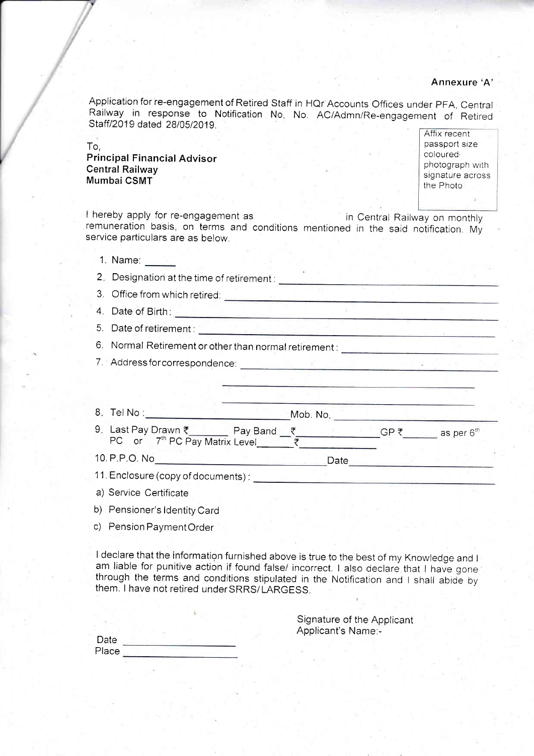**Annexure 'A'**

Application for re-engagement of Retired Staff in HQr Accounts Offices under PFA, Central Railway in response to Notification No. No. AC/Admn/Re-engagement of Retired Staff/2019 dated 28/05/2019.

To,
**Principal Financial Advisor**
**Central Railway**
**Mumbai CSMT**

Affix recent passport size coloured photograph with signature across the Photo

I hereby apply for re-engagement as ____________ in Central Railway on monthly remuneration basis, on terms and conditions mentioned in the said notification. My service particulars are as below.

1. Name: ______
2. Designation at the time of retirement: ____________________
3. Office from which retired: ____________________
4. Date of Birth: ____________________
5. Date of retirement: ____________________
6. Normal Retirement or other than normal retirement: ____________________
7. Address for correspondence: ____________________
   ____________________
   ____________________
8. Tel No: ____________________ Mob. No. ____________________
9. Last Pay Drawn ₹________ Pay Band ₹____________ GP ₹______ as per 6[th] PC or 7[th] PC Pay Matrix Level______ ₹____________
10. P.P.O. No____________________ Date____________________
11. Enclosure (copy of documents): ____________________

a) Service Certificate

b) Pensioner's Identity Card

c) Pension Payment Order

I declare that the information furnished above is true to the best of my Knowledge and I am liable for punitive action if found false/ incorrect. I also declare that I have gone through the terms and conditions stipulated in the Notification and I shall abide by them. I have not retired under SRRS/ LARGESS.

Signature of the Applicant
Applicant's Name:-

Date ____________________
Place ____________________